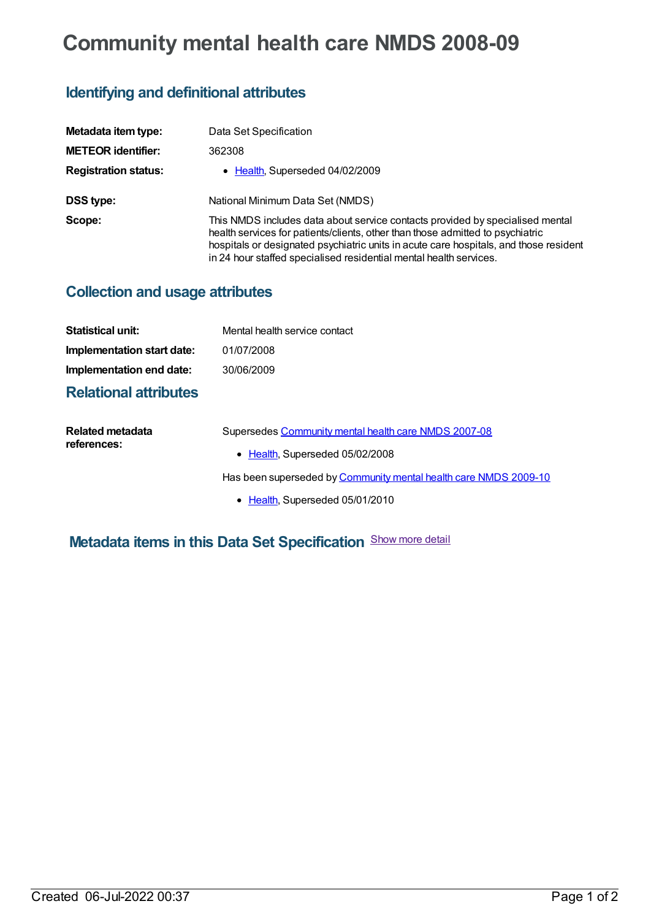# Community mental health care NMDS 2008-09

## Identifying and definitional attributes

| | |
|---|---|
| **Metadata item type:** | Data Set Specification |
| **METEOR identifier:** | 362308 |
| **Registration status:** | • Health, Superseded 04/02/2009 |
| **DSS type:** | National Minimum Data Set (NMDS) |
| **Scope:** | This NMDS includes data about service contacts provided by specialised mental health services for patients/clients, other than those admitted to psychiatric hospitals or designated psychiatric units in acute care hospitals, and those resident in 24 hour staffed specialised residential mental health services. |

## Collection and usage attributes

| | |
|---|---|
| **Statistical unit:** | Mental health service contact |
| **Implementation start date:** | 01/07/2008 |
| **Implementation end date:** | 30/06/2009 |

## Relational attributes

**Related metadata references:**

Supersedes Community mental health care NMDS 2007-08

- Health, Superseded 05/02/2008

Has been superseded by Community mental health care NMDS 2009-10

- Health, Superseded 05/01/2010

## Metadata items in this Data Set Specification

Show more detail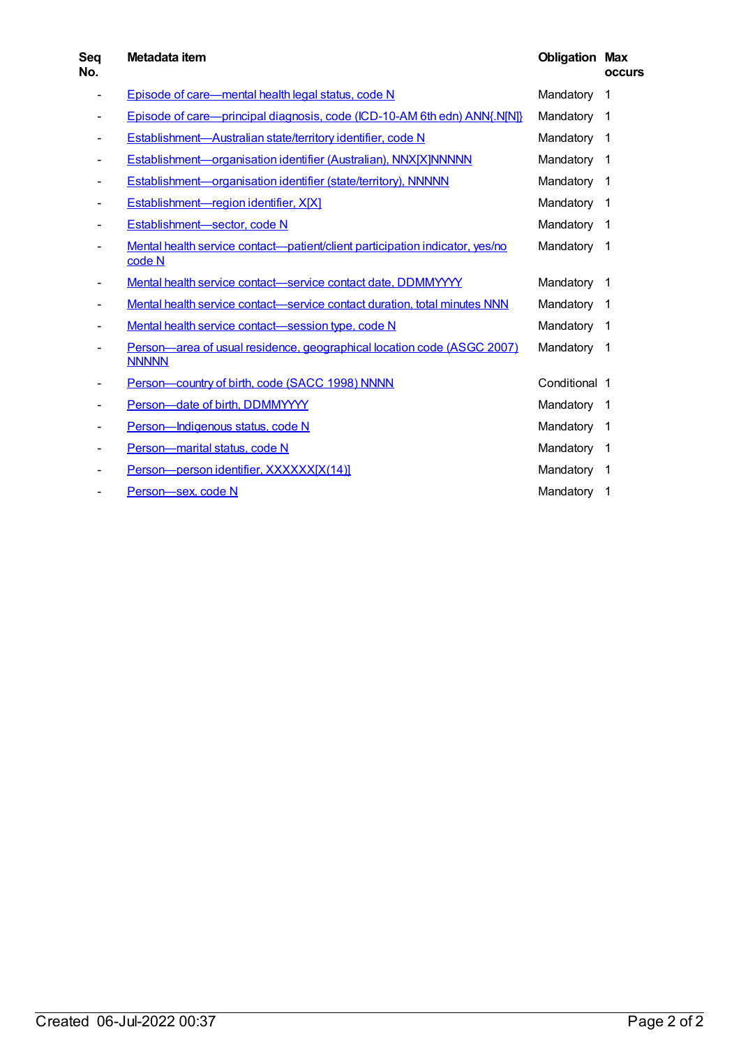| Seq No. | Metadata item | Obligation | Max occurs |
|---|---|---|---|
| - | Episode of care—mental health legal status, code N | Mandatory | 1 |
| - | Episode of care—principal diagnosis, code (ICD-10-AM 6th edn) ANN{.N[N]} | Mandatory | 1 |
| - | Establishment—Australian state/territory identifier, code N | Mandatory | 1 |
| - | Establishment—organisation identifier (Australian), NNX[X]NNNNN | Mandatory | 1 |
| - | Establishment—organisation identifier (state/territory), NNNNN | Mandatory | 1 |
| - | Establishment—region identifier, X[X] | Mandatory | 1 |
| - | Establishment—sector, code N | Mandatory | 1 |
| - | Mental health service contact—patient/client participation indicator, yes/no code N | Mandatory | 1 |
| - | Mental health service contact—service contact date, DDMMYYYY | Mandatory | 1 |
| - | Mental health service contact—service contact duration, total minutes NNN | Mandatory | 1 |
| - | Mental health service contact—session type, code N | Mandatory | 1 |
| - | Person—area of usual residence, geographical location code (ASGC 2007) NNNNN | Mandatory | 1 |
| - | Person—country of birth, code (SACC 1998) NNNN | Conditional | 1 |
| - | Person—date of birth, DDMMYYYY | Mandatory | 1 |
| - | Person—Indigenous status, code N | Mandatory | 1 |
| - | Person—marital status, code N | Mandatory | 1 |
| - | Person—person identifier, XXXXXX[X(14)] | Mandatory | 1 |
| - | Person—sex, code N | Mandatory | 1 |

Created 06-Jul-2022 00:37